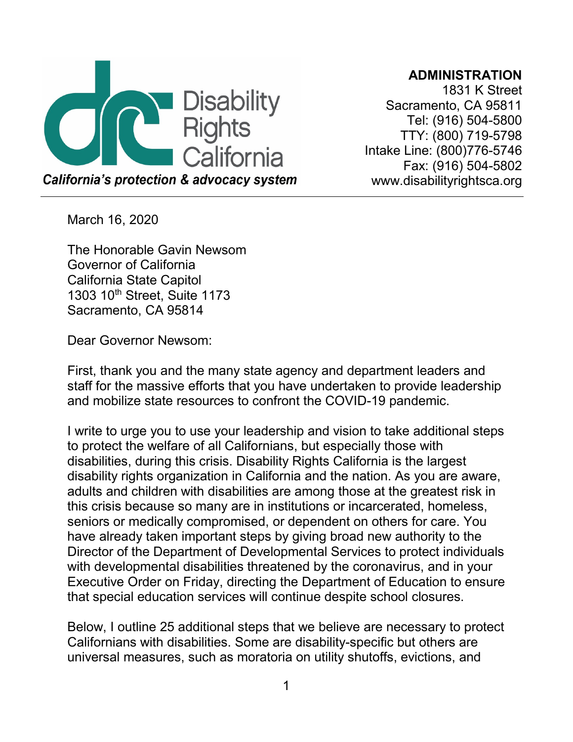Disability Rights California

*California's protection & advocacy system*

**ADMINISTRATION**
1831 K Street
Sacramento, CA 95811
Tel: (916) 504-5800
TTY: (800) 719-5798
Intake Line: (800)776-5746
Fax: (916) 504-5802
www.disabilityrightsca.org

---

March 16, 2020

The Honorable Gavin Newsom
Governor of California
California State Capitol
1303 10th Street, Suite 1173
Sacramento, CA 95814

Dear Governor Newsom:

First, thank you and the many state agency and department leaders and staff for the massive efforts that you have undertaken to provide leadership and mobilize state resources to confront the COVID-19 pandemic.

I write to urge you to use your leadership and vision to take additional steps to protect the welfare of all Californians, but especially those with disabilities, during this crisis. Disability Rights California is the largest disability rights organization in California and the nation. As you are aware, adults and children with disabilities are among those at the greatest risk in this crisis because so many are in institutions or incarcerated, homeless, seniors or medically compromised, or dependent on others for care. You have already taken important steps by giving broad new authority to the Director of the Department of Developmental Services to protect individuals with developmental disabilities threatened by the coronavirus, and in your Executive Order on Friday, directing the Department of Education to ensure that special education services will continue despite school closures.

Below, I outline 25 additional steps that we believe are necessary to protect Californians with disabilities. Some are disability-specific but others are universal measures, such as moratoria on utility shutoffs, evictions, and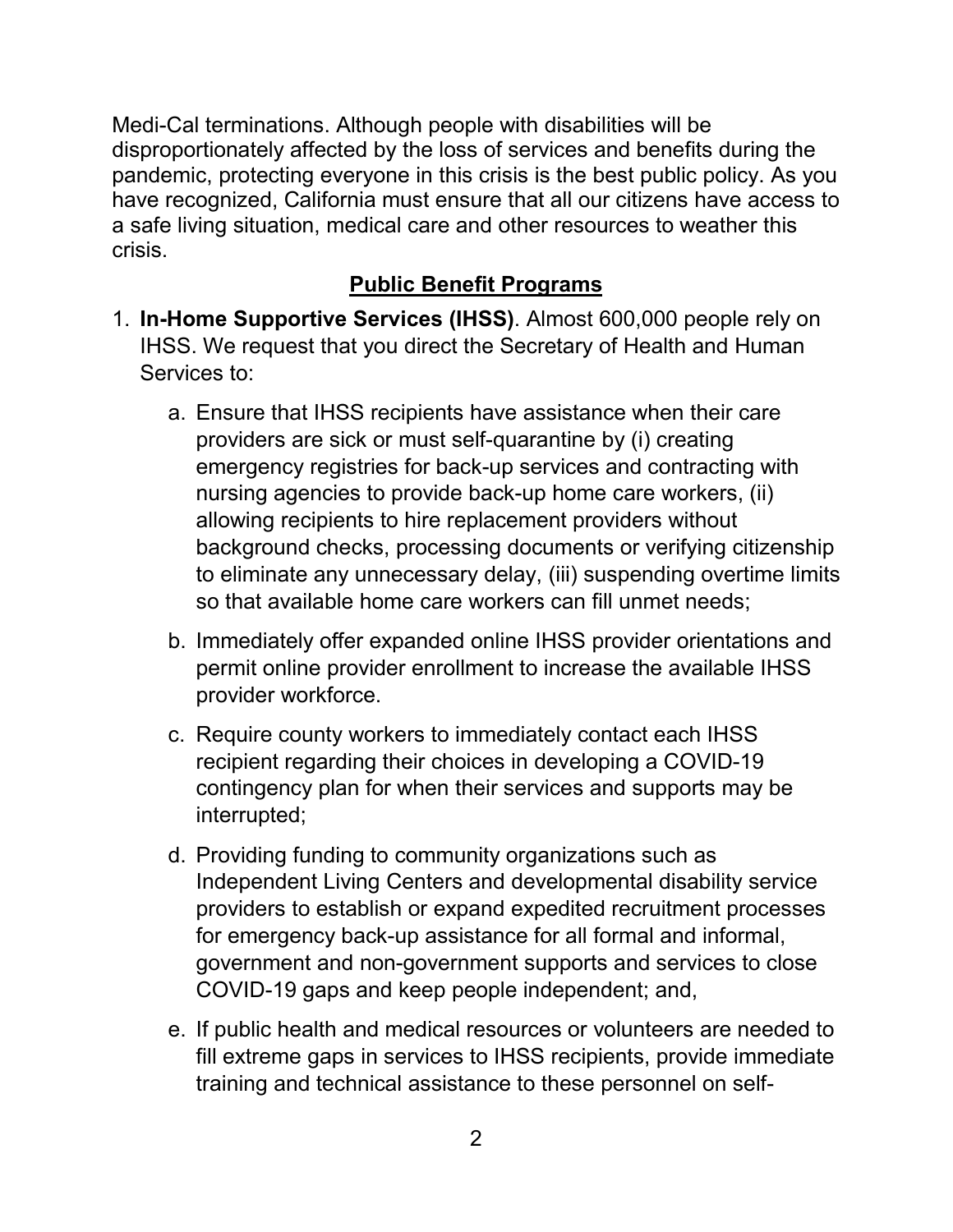Medi-Cal terminations. Although people with disabilities will be disproportionately affected by the loss of services and benefits during the pandemic, protecting everyone in this crisis is the best public policy. As you have recognized, California must ensure that all our citizens have access to a safe living situation, medical care and other resources to weather this crisis.

## **Public Benefit Programs**

1. **In-Home Supportive Services (IHSS)**. Almost 600,000 people rely on IHSS. We request that you direct the Secretary of Health and Human Services to:

    a. Ensure that IHSS recipients have assistance when their care providers are sick or must self-quarantine by (i) creating emergency registries for back-up services and contracting with nursing agencies to provide back-up home care workers, (ii) allowing recipients to hire replacement providers without background checks, processing documents or verifying citizenship to eliminate any unnecessary delay, (iii) suspending overtime limits so that available home care workers can fill unmet needs;

    b. Immediately offer expanded online IHSS provider orientations and permit online provider enrollment to increase the available IHSS provider workforce.

    c. Require county workers to immediately contact each IHSS recipient regarding their choices in developing a COVID-19 contingency plan for when their services and supports may be interrupted;

    d. Providing funding to community organizations such as Independent Living Centers and developmental disability service providers to establish or expand expedited recruitment processes for emergency back-up assistance for all formal and informal, government and non-government supports and services to close COVID-19 gaps and keep people independent; and,

    e. If public health and medical resources or volunteers are needed to fill extreme gaps in services to IHSS recipients, provide immediate training and technical assistance to these personnel on self-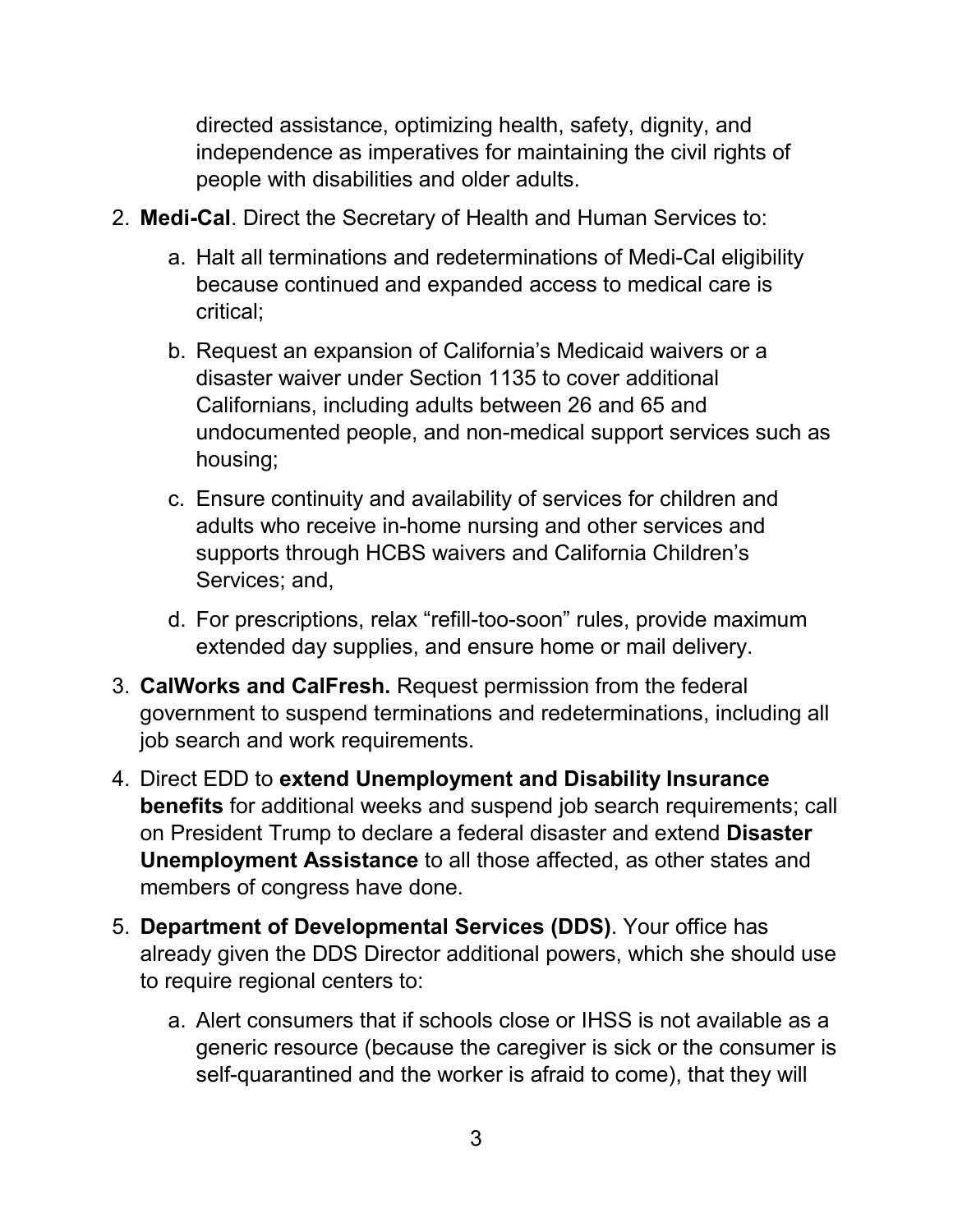directed assistance, optimizing health, safety, dignity, and independence as imperatives for maintaining the civil rights of people with disabilities and older adults.

2. **Medi-Cal**. Direct the Secretary of Health and Human Services to:

    a. Halt all terminations and redeterminations of Medi-Cal eligibility because continued and expanded access to medical care is critical;

    b. Request an expansion of California's Medicaid waivers or a disaster waiver under Section 1135 to cover additional Californians, including adults between 26 and 65 and undocumented people, and non-medical support services such as housing;

    c. Ensure continuity and availability of services for children and adults who receive in-home nursing and other services and supports through HCBS waivers and California Children's Services; and,

    d. For prescriptions, relax "refill-too-soon" rules, provide maximum extended day supplies, and ensure home or mail delivery.

3. **CalWorks and CalFresh.** Request permission from the federal government to suspend terminations and redeterminations, including all job search and work requirements.

4. Direct EDD to **extend Unemployment and Disability Insurance benefits** for additional weeks and suspend job search requirements; call on President Trump to declare a federal disaster and extend **Disaster Unemployment Assistance** to all those affected, as other states and members of congress have done.

5. **Department of Developmental Services (DDS)**. Your office has already given the DDS Director additional powers, which she should use to require regional centers to:

    a. Alert consumers that if schools close or IHSS is not available as a generic resource (because the caregiver is sick or the consumer is self-quarantined and the worker is afraid to come), that they will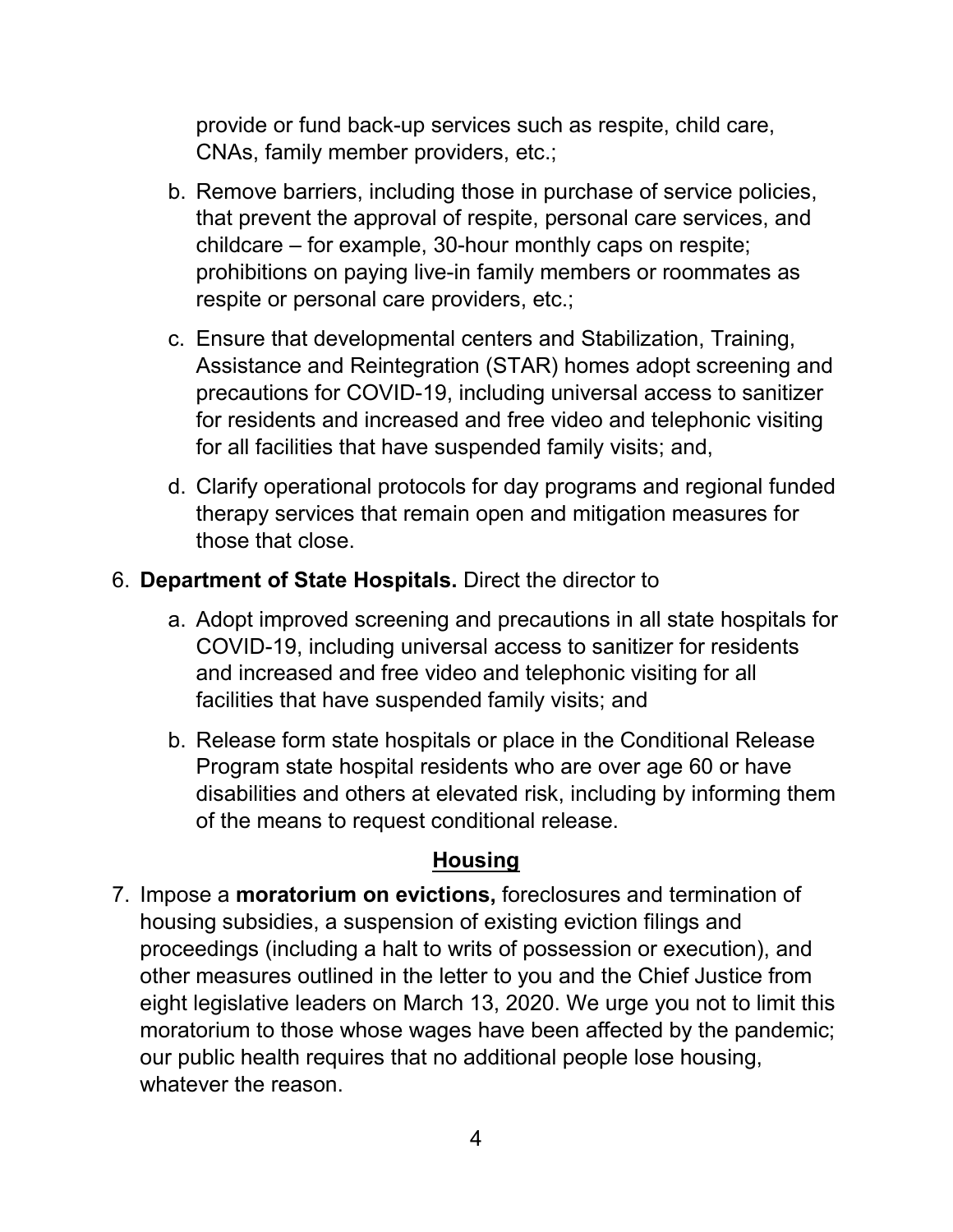provide or fund back-up services such as respite, child care, CNAs, family member providers, etc.;

b. Remove barriers, including those in purchase of service policies, that prevent the approval of respite, personal care services, and childcare – for example, 30-hour monthly caps on respite; prohibitions on paying live-in family members or roommates as respite or personal care providers, etc.;

c. Ensure that developmental centers and Stabilization, Training, Assistance and Reintegration (STAR) homes adopt screening and precautions for COVID-19, including universal access to sanitizer for residents and increased and free video and telephonic visiting for all facilities that have suspended family visits; and,

d. Clarify operational protocols for day programs and regional funded therapy services that remain open and mitigation measures for those that close.

6. **Department of State Hospitals.** Direct the director to

   a. Adopt improved screening and precautions in all state hospitals for COVID-19, including universal access to sanitizer for residents and increased and free video and telephonic visiting for all facilities that have suspended family visits; and

   b. Release form state hospitals or place in the Conditional Release Program state hospital residents who are over age 60 or have disabilities and others at elevated risk, including by informing them of the means to request conditional release.

## Housing

7. Impose a **moratorium on evictions,** foreclosures and termination of housing subsidies, a suspension of existing eviction filings and proceedings (including a halt to writs of possession or execution), and other measures outlined in the letter to you and the Chief Justice from eight legislative leaders on March 13, 2020. We urge you not to limit this moratorium to those whose wages have been affected by the pandemic; our public health requires that no additional people lose housing, whatever the reason.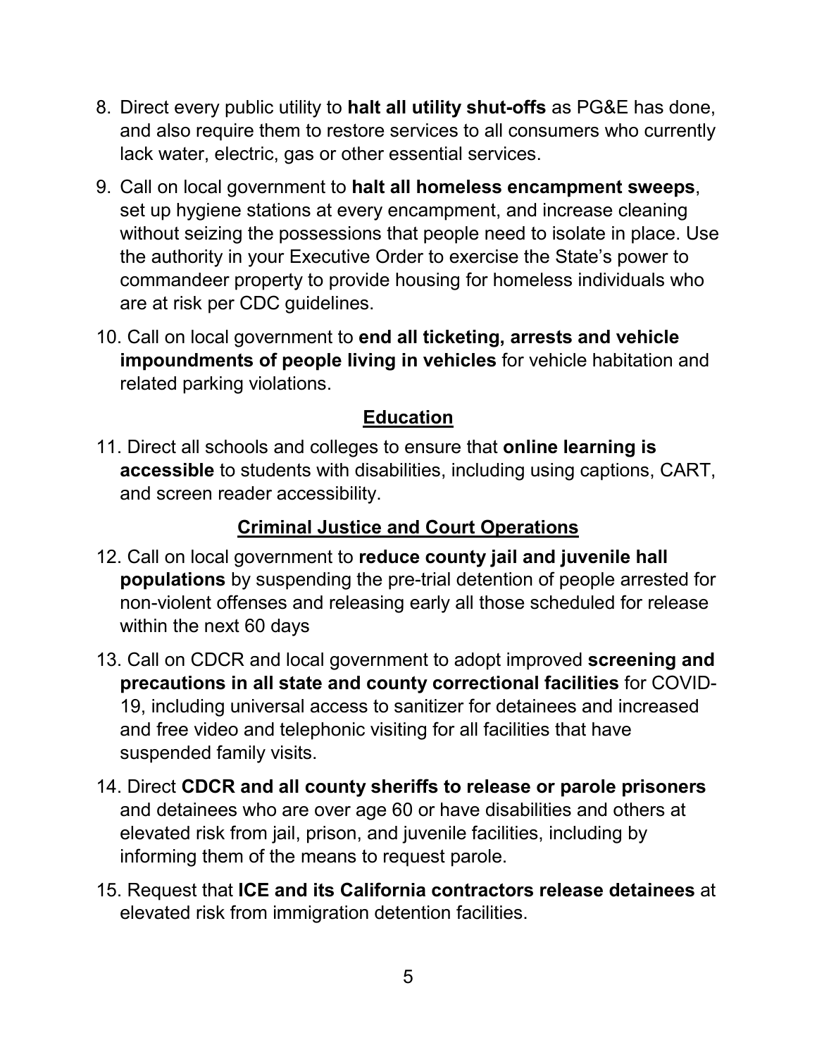8. Direct every public utility to **halt all utility shut-offs** as PG&E has done, and also require them to restore services to all consumers who currently lack water, electric, gas or other essential services.

9. Call on local government to **halt all homeless encampment sweeps**, set up hygiene stations at every encampment, and increase cleaning without seizing the possessions that people need to isolate in place. Use the authority in your Executive Order to exercise the State's power to commandeer property to provide housing for homeless individuals who are at risk per CDC guidelines.

10. Call on local government to **end all ticketing, arrests and vehicle impoundments of people living in vehicles** for vehicle habitation and related parking violations.

## Education

11. Direct all schools and colleges to ensure that **online learning is accessible** to students with disabilities, including using captions, CART, and screen reader accessibility.

## Criminal Justice and Court Operations

12. Call on local government to **reduce county jail and juvenile hall populations** by suspending the pre-trial detention of people arrested for non-violent offenses and releasing early all those scheduled for release within the next 60 days

13. Call on CDCR and local government to adopt improved **screening and precautions in all state and county correctional facilities** for COVID-19, including universal access to sanitizer for detainees and increased and free video and telephonic visiting for all facilities that have suspended family visits.

14. Direct **CDCR and all county sheriffs to release or parole prisoners** and detainees who are over age 60 or have disabilities and others at elevated risk from jail, prison, and juvenile facilities, including by informing them of the means to request parole.

15. Request that **ICE and its California contractors release detainees** at elevated risk from immigration detention facilities.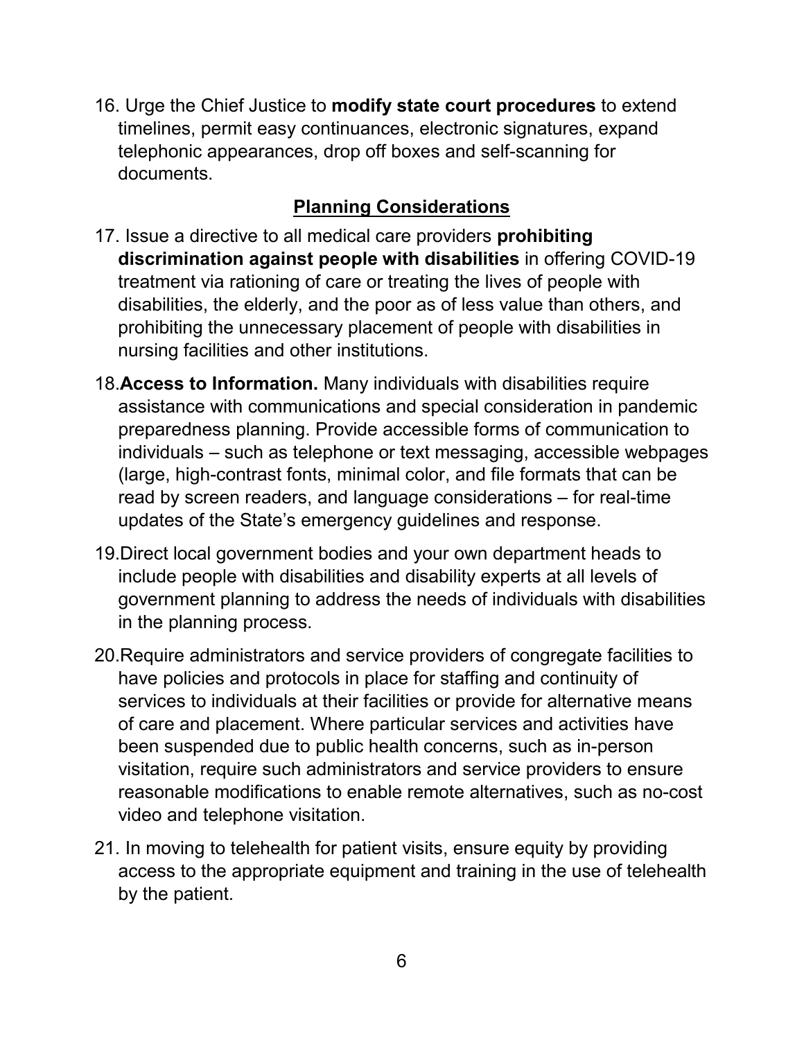16. Urge the Chief Justice to **modify state court procedures** to extend timelines, permit easy continuances, electronic signatures, expand telephonic appearances, drop off boxes and self-scanning for documents.

## Planning Considerations

17. Issue a directive to all medical care providers **prohibiting discrimination against people with disabilities** in offering COVID-19 treatment via rationing of care or treating the lives of people with disabilities, the elderly, and the poor as of less value than others, and prohibiting the unnecessary placement of people with disabilities in nursing facilities and other institutions.

18. **Access to Information.** Many individuals with disabilities require assistance with communications and special consideration in pandemic preparedness planning. Provide accessible forms of communication to individuals – such as telephone or text messaging, accessible webpages (large, high-contrast fonts, minimal color, and file formats that can be read by screen readers, and language considerations – for real-time updates of the State's emergency guidelines and response.

19. Direct local government bodies and your own department heads to include people with disabilities and disability experts at all levels of government planning to address the needs of individuals with disabilities in the planning process.

20. Require administrators and service providers of congregate facilities to have policies and protocols in place for staffing and continuity of services to individuals at their facilities or provide for alternative means of care and placement. Where particular services and activities have been suspended due to public health concerns, such as in-person visitation, require such administrators and service providers to ensure reasonable modifications to enable remote alternatives, such as no-cost video and telephone visitation.

21. In moving to telehealth for patient visits, ensure equity by providing access to the appropriate equipment and training in the use of telehealth by the patient.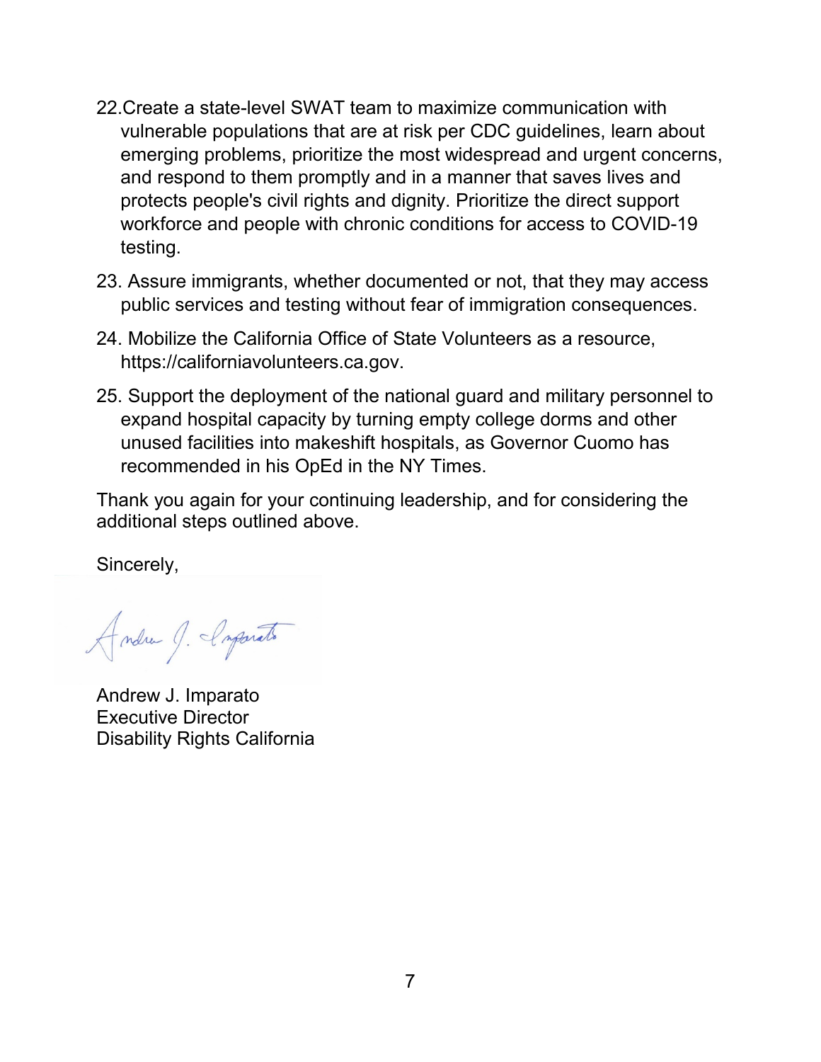22. Create a state-level SWAT team to maximize communication with vulnerable populations that are at risk per CDC guidelines, learn about emerging problems, prioritize the most widespread and urgent concerns, and respond to them promptly and in a manner that saves lives and protects people's civil rights and dignity. Prioritize the direct support workforce and people with chronic conditions for access to COVID-19 testing.
23. Assure immigrants, whether documented or not, that they may access public services and testing without fear of immigration consequences.
24. Mobilize the California Office of State Volunteers as a resource, https://californiavolunteers.ca.gov.
25. Support the deployment of the national guard and military personnel to expand hospital capacity by turning empty college dorms and other unused facilities into makeshift hospitals, as Governor Cuomo has recommended in his OpEd in the NY Times.

Thank you again for your continuing leadership, and for considering the additional steps outlined above.

Sincerely,

Andrew J. Imparato
Executive Director
Disability Rights California